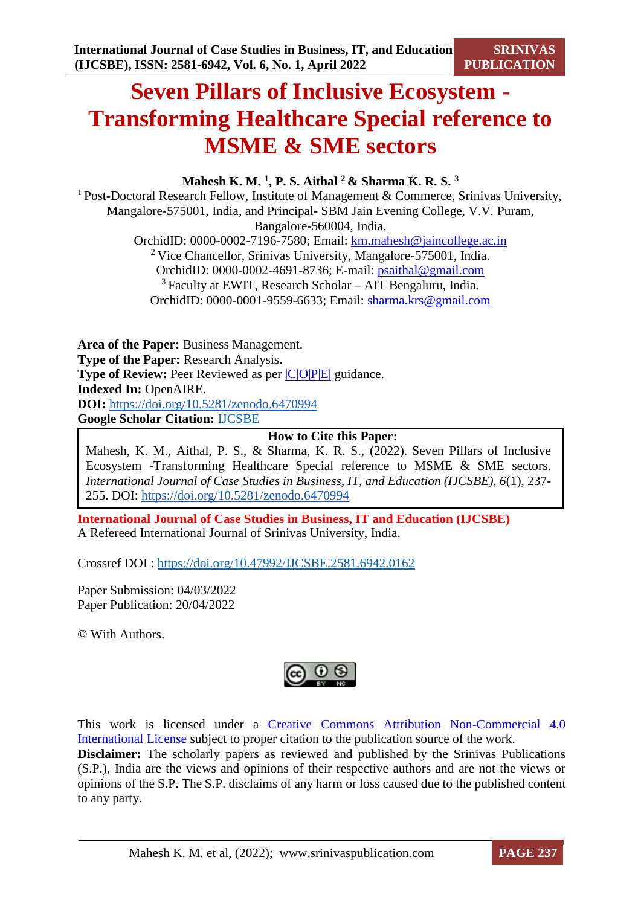# Seven Pillars of Inclusive Ecosystem - Transforming Healthcare Special reference to MSME & SME sectors

**Mahesh K. M. [1], P. S. Aithal [2] & Sharma K. R. S. [3]**

[1] Post-Doctoral Research Fellow, Institute of Management & Commerce, Srinivas University, Mangalore-575001, India, and Principal- SBM Jain Evening College, V.V. Puram, Bangalore-560004, India.
OrchidID: 0000-0002-7196-7580; Email: km.mahesh@jaincollege.ac.in

[2] Vice Chancellor, Srinivas University, Mangalore-575001, India.
OrchidID: 0000-0002-4691-8736; E-mail: psaithal@gmail.com

[3] Faculty at EWIT, Research Scholar – AIT Bengaluru, India.
OrchidID: 0000-0001-9559-6633; Email: sharma.krs@gmail.com

**Area of the Paper:** Business Management.
**Type of the Paper:** Research Analysis.
**Type of Review:** Peer Reviewed as per |C|O|P|E| guidance.
**Indexed In:** OpenAIRE.
**DOI:** https://doi.org/10.5281/zenodo.6470994
**Google Scholar Citation:** IJCSBE

**How to Cite this Paper:**

Mahesh, K. M., Aithal, P. S., & Sharma, K. R. S., (2022). Seven Pillars of Inclusive Ecosystem -Transforming Healthcare Special reference to MSME & SME sectors. *International Journal of Case Studies in Business, IT, and Education (IJCSBE), 6*(1), 237-255. DOI: https://doi.org/10.5281/zenodo.6470994

**International Journal of Case Studies in Business, IT and Education (IJCSBE)**
A Refereed International Journal of Srinivas University, India.

Crossref DOI : https://doi.org/10.47992/IJCSBE.2581.6942.0162

Paper Submission: 04/03/2022
Paper Publication: 20/04/2022

© With Authors.

This work is licensed under a Creative Commons Attribution Non-Commercial 4.0 International License subject to proper citation to the publication source of the work.

**Disclaimer:** The scholarly papers as reviewed and published by the Srinivas Publications (S.P.), India are the views and opinions of their respective authors and are not the views or opinions of the S.P. The S.P. disclaims of any harm or loss caused due to the published content to any party.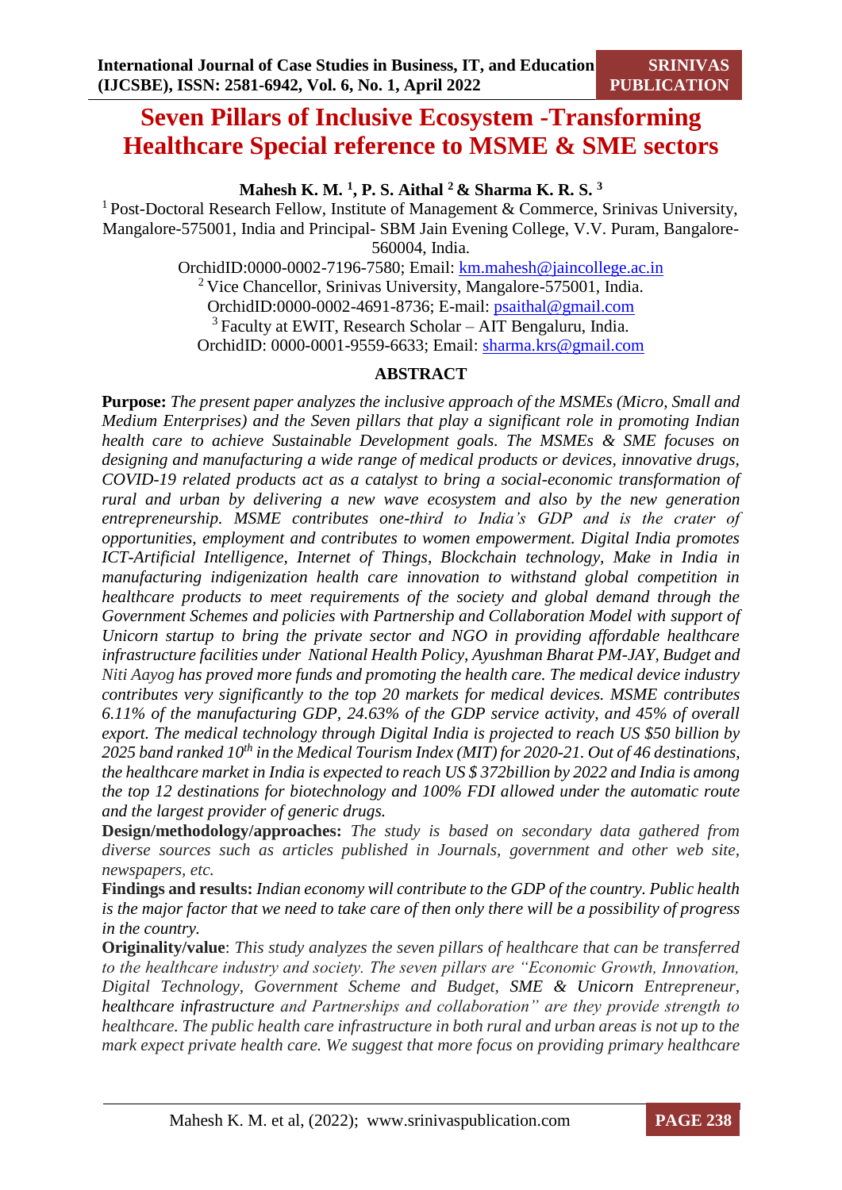# Seven Pillars of Inclusive Ecosystem -Transforming Healthcare Special reference to MSME & SME sectors

**Mahesh K. M. [1], P. S. Aithal [2] & Sharma K. R. S. [3]**

[1] Post-Doctoral Research Fellow, Institute of Management & Commerce, Srinivas University, Mangalore-575001, India and Principal- SBM Jain Evening College, V.V. Puram, Bangalore-560004, India.
OrchidID:0000-0002-7196-7580; Email: km.mahesh@jaincollege.ac.in

[2] Vice Chancellor, Srinivas University, Mangalore-575001, India.
OrchidID:0000-0002-4691-8736; E-mail: psaithal@gmail.com

[3] Faculty at EWIT, Research Scholar – AIT Bengaluru, India.
OrchidID: 0000-0001-9559-6633; Email: sharma.krs@gmail.com

## ABSTRACT

**Purpose:** *The present paper analyzes the inclusive approach of the MSMEs (Micro, Small and Medium Enterprises) and the Seven pillars that play a significant role in promoting Indian health care to achieve Sustainable Development goals. The MSMEs & SME focuses on designing and manufacturing a wide range of medical products or devices, innovative drugs, COVID-19 related products act as a catalyst to bring a social-economic transformation of rural and urban by delivering a new wave ecosystem and also by the new generation entrepreneurship. MSME contributes one-third to India's GDP and is the crater of opportunities, employment and contributes to women empowerment. Digital India promotes ICT-Artificial Intelligence, Internet of Things, Blockchain technology, Make in India in manufacturing indigenization health care innovation to withstand global competition in healthcare products to meet requirements of the society and global demand through the Government Schemes and policies with Partnership and Collaboration Model with support of Unicorn startup to bring the private sector and NGO in providing affordable healthcare infrastructure facilities under National Health Policy, Ayushman Bharat PM-JAY, Budget and Niti Aayog has proved more funds and promoting the health care. The medical device industry contributes very significantly to the top 20 markets for medical devices. MSME contributes 6.11% of the manufacturing GDP, 24.63% of the GDP service activity, and 45% of overall export. The medical technology through Digital India is projected to reach US \$50 billion by 2025 band ranked 10$^{th}$ in the Medical Tourism Index (MIT) for 2020-21. Out of 46 destinations, the healthcare market in India is expected to reach US \$ 372billion by 2022 and India is among the top 12 destinations for biotechnology and 100% FDI allowed under the automatic route and the largest provider of generic drugs.*

**Design/methodology/approaches:** *The study is based on secondary data gathered from diverse sources such as articles published in Journals, government and other web site, newspapers, etc.*

**Findings and results:** *Indian economy will contribute to the GDP of the country. Public health is the major factor that we need to take care of then only there will be a possibility of progress in the country.*

**Originality/value**: *This study analyzes the seven pillars of healthcare that can be transferred to the healthcare industry and society. The seven pillars are "Economic Growth, Innovation, Digital Technology, Government Scheme and Budget, SME & Unicorn Entrepreneur, healthcare infrastructure and Partnerships and collaboration" are they provide strength to healthcare. The public health care infrastructure in both rural and urban areas is not up to the mark expect private health care. We suggest that more focus on providing primary healthcare*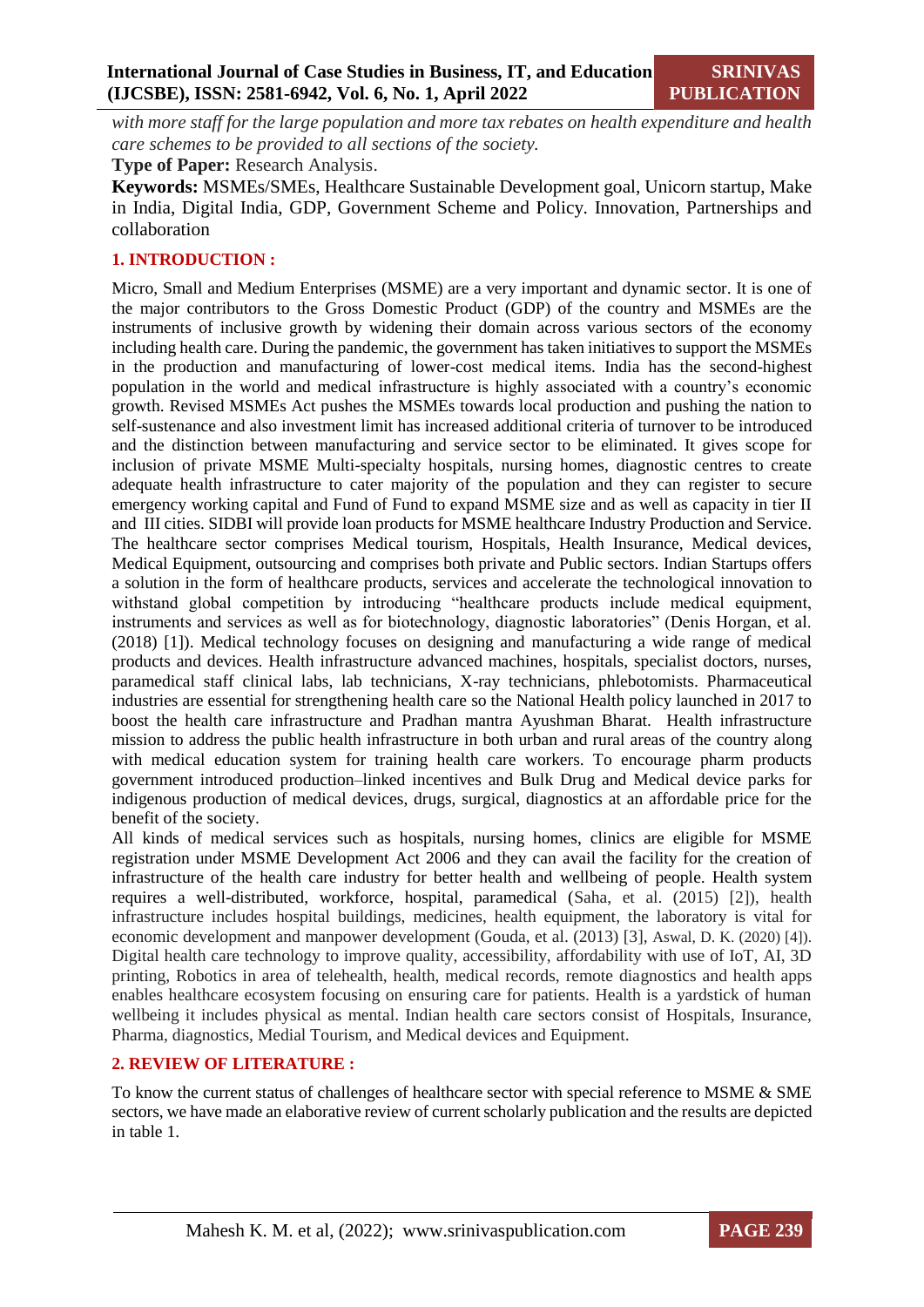*with more staff for the large population and more tax rebates on health expenditure and health care schemes to be provided to all sections of the society.*

**Type of Paper:** Research Analysis.

**Keywords:** MSMEs/SMEs, Healthcare Sustainable Development goal, Unicorn startup, Make in India, Digital India, GDP, Government Scheme and Policy. Innovation, Partnerships and collaboration

## 1. INTRODUCTION :

Micro, Small and Medium Enterprises (MSME) are a very important and dynamic sector. It is one of the major contributors to the Gross Domestic Product (GDP) of the country and MSMEs are the instruments of inclusive growth by widening their domain across various sectors of the economy including health care. During the pandemic, the government has taken initiatives to support the MSMEs in the production and manufacturing of lower-cost medical items. India has the second-highest population in the world and medical infrastructure is highly associated with a country's economic growth. Revised MSMEs Act pushes the MSMEs towards local production and pushing the nation to self-sustenance and also investment limit has increased additional criteria of turnover to be introduced and the distinction between manufacturing and service sector to be eliminated. It gives scope for inclusion of private MSME Multi-specialty hospitals, nursing homes, diagnostic centres to create adequate health infrastructure to cater majority of the population and they can register to secure emergency working capital and Fund of Fund to expand MSME size and as well as capacity in tier II and III cities. SIDBI will provide loan products for MSME healthcare Industry Production and Service. The healthcare sector comprises Medical tourism, Hospitals, Health Insurance, Medical devices, Medical Equipment, outsourcing and comprises both private and Public sectors. Indian Startups offers a solution in the form of healthcare products, services and accelerate the technological innovation to withstand global competition by introducing "healthcare products include medical equipment, instruments and services as well as for biotechnology, diagnostic laboratories" (Denis Horgan, et al. (2018) [1]). Medical technology focuses on designing and manufacturing a wide range of medical products and devices. Health infrastructure advanced machines, hospitals, specialist doctors, nurses, paramedical staff clinical labs, lab technicians, X-ray technicians, phlebotomists. Pharmaceutical industries are essential for strengthening health care so the National Health policy launched in 2017 to boost the health care infrastructure and Pradhan mantra Ayushman Bharat. Health infrastructure mission to address the public health infrastructure in both urban and rural areas of the country along with medical education system for training health care workers. To encourage pharm products government introduced production–linked incentives and Bulk Drug and Medical device parks for indigenous production of medical devices, drugs, surgical, diagnostics at an affordable price for the benefit of the society.

All kinds of medical services such as hospitals, nursing homes, clinics are eligible for MSME registration under MSME Development Act 2006 and they can avail the facility for the creation of infrastructure of the health care industry for better health and wellbeing of people. Health system requires a well-distributed, workforce, hospital, paramedical (Saha, et al. (2015) [2]), health infrastructure includes hospital buildings, medicines, health equipment, the laboratory is vital for economic development and manpower development (Gouda, et al. (2013) [3], Aswal, D. K. (2020) [4]). Digital health care technology to improve quality, accessibility, affordability with use of IoT, AI, 3D printing, Robotics in area of telehealth, health, medical records, remote diagnostics and health apps enables healthcare ecosystem focusing on ensuring care for patients. Health is a yardstick of human wellbeing it includes physical as mental. Indian health care sectors consist of Hospitals, Insurance, Pharma, diagnostics, Medial Tourism, and Medical devices and Equipment.

## 2. REVIEW OF LITERATURE :

To know the current status of challenges of healthcare sector with special reference to MSME & SME sectors, we have made an elaborative review of current scholarly publication and the results are depicted in table 1.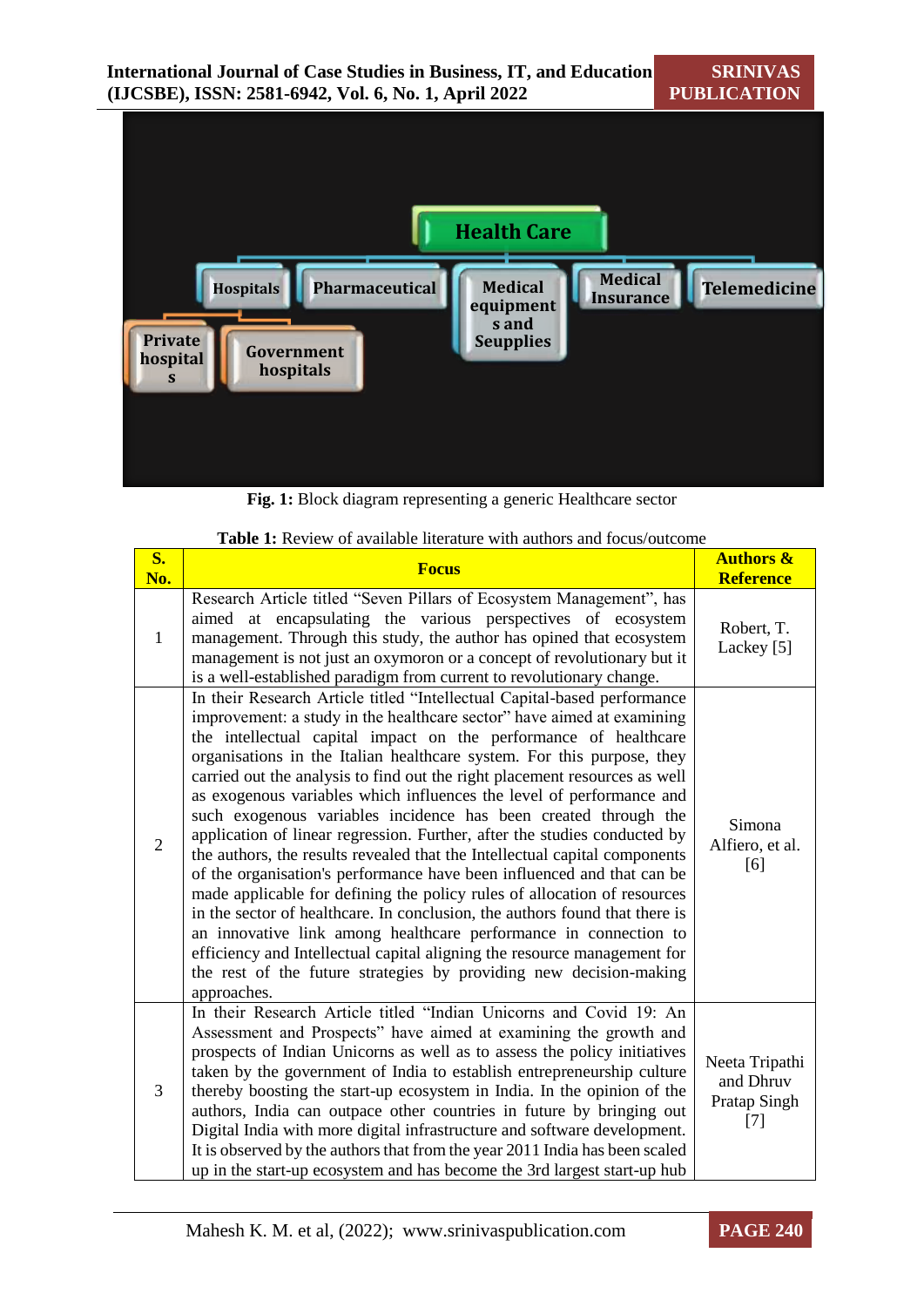Health Care

Hospitals

Pharmaceutical

Medical equipments and Seupplies

Medical Insurance

Telemedicine

Private hospitals

Government hospitals

**Fig. 1:** Block diagram representing a generic Healthcare sector

**Table 1:** Review of available literature with authors and focus/outcome

| S. No. | Focus | Authors & Reference |
|---|---|---|
| 1 | Research Article titled "Seven Pillars of Ecosystem Management", has aimed at encapsulating the various perspectives of ecosystem management. Through this study, the author has opined that ecosystem management is not just an oxymoron or a concept of revolutionary but it is a well-established paradigm from current to revolutionary change. | Robert, T. Lackey [5] |
| 2 | In their Research Article titled "Intellectual Capital-based performance improvement: a study in the healthcare sector" have aimed at examining the intellectual capital impact on the performance of healthcare organisations in the Italian healthcare system. For this purpose, they carried out the analysis to find out the right placement resources as well as exogenous variables which influences the level of performance and such exogenous variables incidence has been created through the application of linear regression. Further, after the studies conducted by the authors, the results revealed that the Intellectual capital components of the organisation's performance have been influenced and that can be made applicable for defining the policy rules of allocation of resources in the sector of healthcare. In conclusion, the authors found that there is an innovative link among healthcare performance in connection to efficiency and Intellectual capital aligning the resource management for the rest of the future strategies by providing new decision-making approaches. | Simona Alfiero, et al. [6] |
| 3 | In their Research Article titled "Indian Unicorns and Covid 19: An Assessment and Prospects" have aimed at examining the growth and prospects of Indian Unicorns as well as to assess the policy initiatives taken by the government of India to establish entrepreneurship culture thereby boosting the start-up ecosystem in India. In the opinion of the authors, India can outpace other countries in future by bringing out Digital India with more digital infrastructure and software development. It is observed by the authors that from the year 2011 India has been scaled up in the start-up ecosystem and has become the 3rd largest start-up hub | Neeta Tripathi and Dhruv Pratap Singh [7] |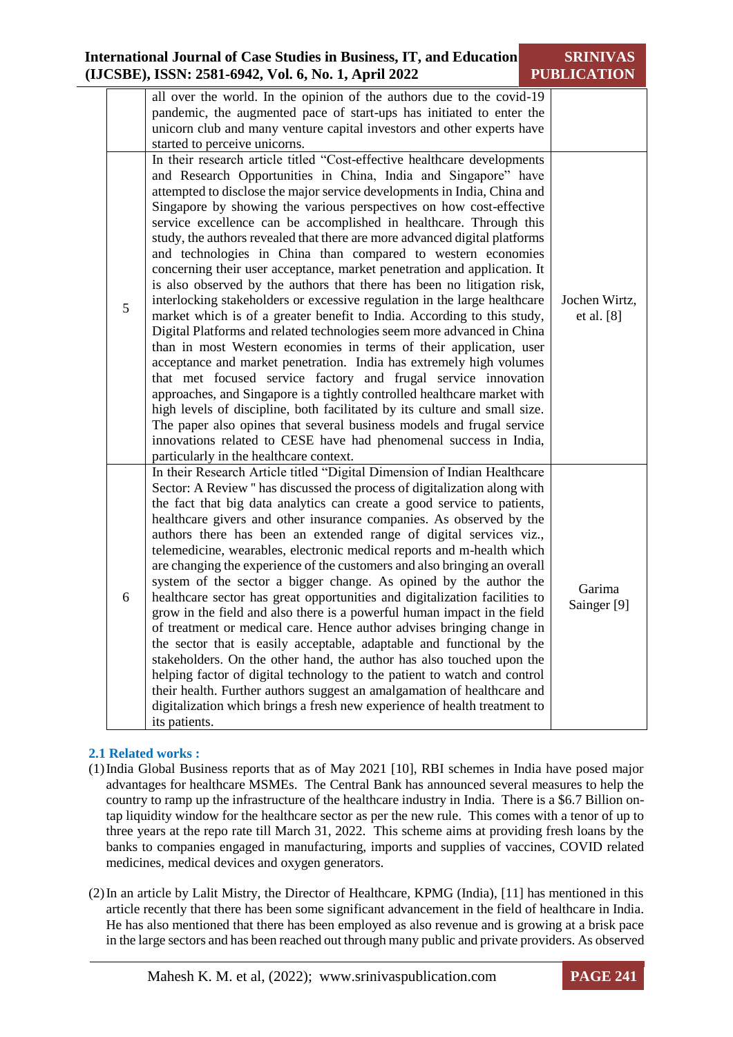| | | |
|---|---|---|
| | all over the world. In the opinion of the authors due to the covid-19 pandemic, the augmented pace of start-ups has initiated to enter the unicorn club and many venture capital investors and other experts have started to perceive unicorns. | |
| 5 | In their research article titled "Cost-effective healthcare developments and Research Opportunities in China, India and Singapore" have attempted to disclose the major service developments in India, China and Singapore by showing the various perspectives on how cost-effective service excellence can be accomplished in healthcare. Through this study, the authors revealed that there are more advanced digital platforms and technologies in China than compared to western economies concerning their user acceptance, market penetration and application. It is also observed by the authors that there has been no litigation risk, interlocking stakeholders or excessive regulation in the large healthcare market which is of a greater benefit to India. According to this study, Digital Platforms and related technologies seem more advanced in China than in most Western economies in terms of their application, user acceptance and market penetration. India has extremely high volumes that met focused service factory and frugal service innovation approaches, and Singapore is a tightly controlled healthcare market with high levels of discipline, both facilitated by its culture and small size. The paper also opines that several business models and frugal service innovations related to CESE have had phenomenal success in India, particularly in the healthcare context. | Jochen Wirtz, et al. [8] |
| 6 | In their Research Article titled "Digital Dimension of Indian Healthcare Sector: A Review " has discussed the process of digitalization along with the fact that big data analytics can create a good service to patients, healthcare givers and other insurance companies. As observed by the authors there has been an extended range of digital services viz., telemedicine, wearables, electronic medical reports and m-health which are changing the experience of the customers and also bringing an overall system of the sector a bigger change. As opined by the author the healthcare sector has great opportunities and digitalization facilities to grow in the field and also there is a powerful human impact in the field of treatment or medical care. Hence author advises bringing change in the sector that is easily acceptable, adaptable and functional by the stakeholders. On the other hand, the author has also touched upon the helping factor of digital technology to the patient to watch and control their health. Further authors suggest an amalgamation of healthcare and digitalization which brings a fresh new experience of health treatment to its patients. | Garima Sainger [9] |

### 2.1 Related works :

(1) India Global Business reports that as of May 2021 [10], RBI schemes in India have posed major advantages for healthcare MSMEs. The Central Bank has announced several measures to help the country to ramp up the infrastructure of the healthcare industry in India. There is a $6.7 Billion on-tap liquidity window for the healthcare sector as per the new rule. This comes with a tenor of up to three years at the repo rate till March 31, 2022. This scheme aims at providing fresh loans by the banks to companies engaged in manufacturing, imports and supplies of vaccines, COVID related medicines, medical devices and oxygen generators.

(2) In an article by Lalit Mistry, the Director of Healthcare, KPMG (India), [11] has mentioned in this article recently that there has been some significant advancement in the field of healthcare in India. He has also mentioned that there has been employed as also revenue and is growing at a brisk pace in the large sectors and has been reached out through many public and private providers. As observed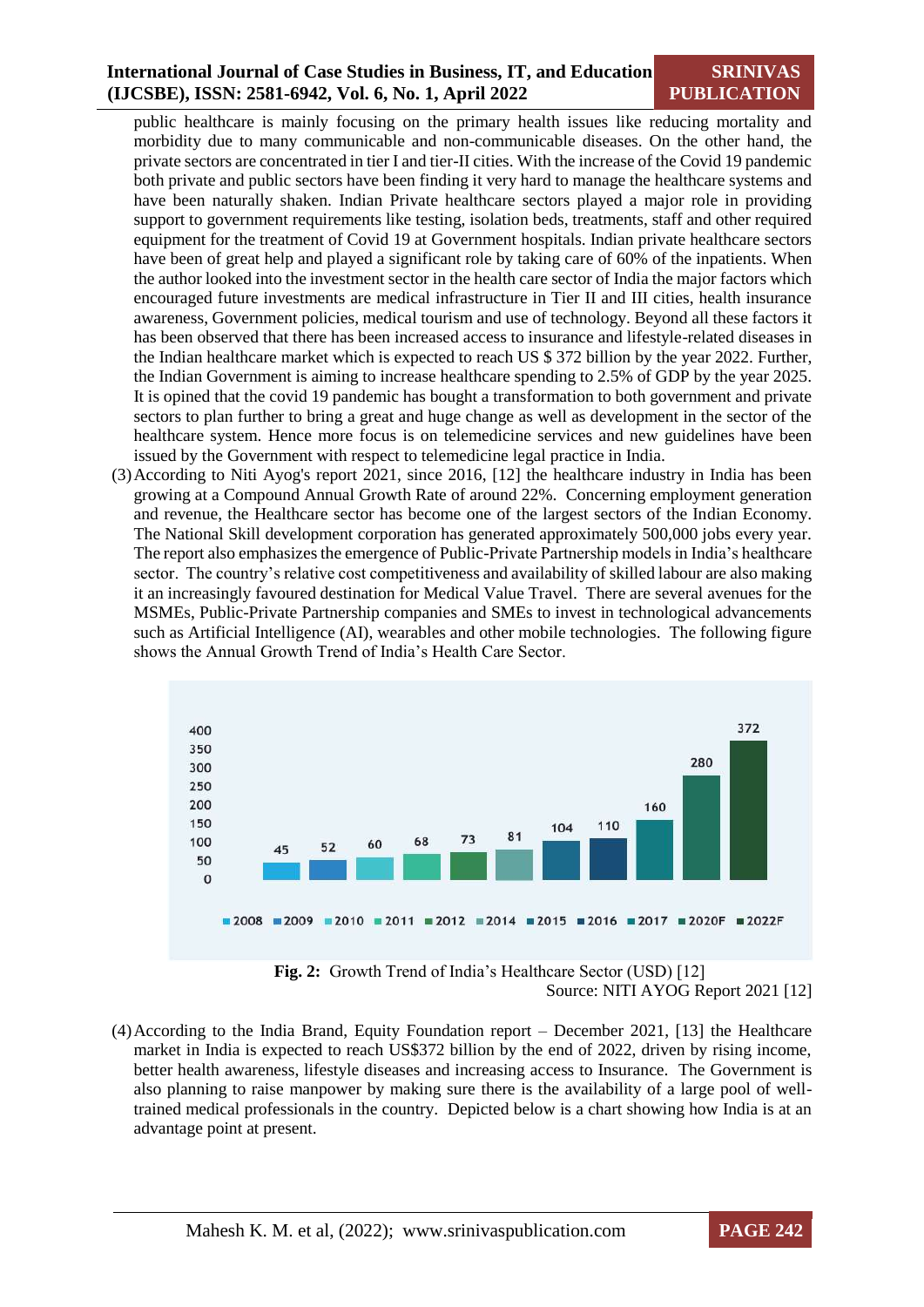public healthcare is mainly focusing on the primary health issues like reducing mortality and morbidity due to many communicable and non-communicable diseases. On the other hand, the private sectors are concentrated in tier I and tier-II cities. With the increase of the Covid 19 pandemic both private and public sectors have been finding it very hard to manage the healthcare systems and have been naturally shaken. Indian Private healthcare sectors played a major role in providing support to government requirements like testing, isolation beds, treatments, staff and other required equipment for the treatment of Covid 19 at Government hospitals. Indian private healthcare sectors have been of great help and played a significant role by taking care of 60% of the inpatients. When the author looked into the investment sector in the health care sector of India the major factors which encouraged future investments are medical infrastructure in Tier II and III cities, health insurance awareness, Government policies, medical tourism and use of technology. Beyond all these factors it has been observed that there has been increased access to insurance and lifestyle-related diseases in the Indian healthcare market which is expected to reach US $ 372 billion by the year 2022. Further, the Indian Government is aiming to increase healthcare spending to 2.5% of GDP by the year 2025. It is opined that the covid 19 pandemic has bought a transformation to both government and private sectors to plan further to bring a great and huge change as well as development in the sector of the healthcare system. Hence more focus is on telemedicine services and new guidelines have been issued by the Government with respect to telemedicine legal practice in India.

(3) According to Niti Ayog's report 2021, since 2016, [12] the healthcare industry in India has been growing at a Compound Annual Growth Rate of around 22%. Concerning employment generation and revenue, the Healthcare sector has become one of the largest sectors of the Indian Economy. The National Skill development corporation has generated approximately 500,000 jobs every year. The report also emphasizes the emergence of Public-Private Partnership models in India's healthcare sector. The country's relative cost competitiveness and availability of skilled labour are also making it an increasingly favoured destination for Medical Value Travel. There are several avenues for the MSMEs, Public-Private Partnership companies and SMEs to invest in technological advancements such as Artificial Intelligence (AI), wearables and other mobile technologies. The following figure shows the Annual Growth Trend of India's Health Care Sector.

400
350
300
250
200
150
100
50
0

45 52 60 68 73 81 104 110 160 280 372

2008 2009 2010 2011 2012 2014 2015 2016 2017 2020F 2022F

**Fig. 2:** Growth Trend of India's Healthcare Sector (USD) [12]

Source: NITI AYOG Report 2021 [12]

(4) According to the India Brand, Equity Foundation report – December 2021, [13] the Healthcare market in India is expected to reach US$372 billion by the end of 2022, driven by rising income, better health awareness, lifestyle diseases and increasing access to Insurance. The Government is also planning to raise manpower by making sure there is the availability of a large pool of well-trained medical professionals in the country. Depicted below is a chart showing how India is at an advantage point at present.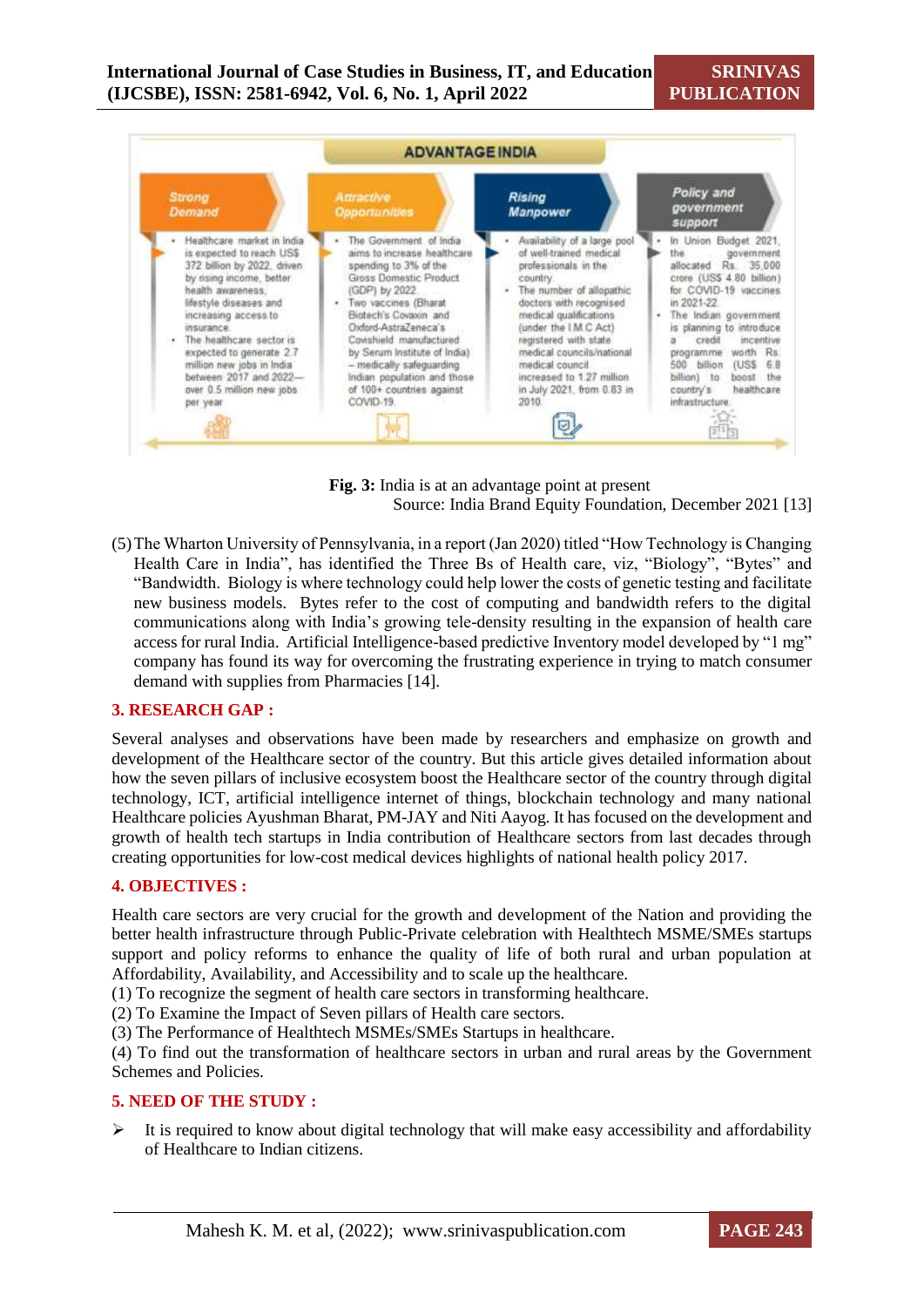ADVANTAGE INDIA

**Strong Demand**

- Healthcare market in India is expected to reach US$ 372 billion by 2022, driven by rising income, better health awareness, lifestyle diseases and increasing access to insurance.
- The healthcare sector is expected to generate 2.7 million new jobs in India between 2017 and 2022—over 0.5 million new jobs per year

**Attractive Opportunities**

- The Government of India aims to increase healthcare spending to 3% of the Gross Domestic Product (GDP) by 2022
- Two vaccines (Bharat Biotech's Covaxin and Oxford-AstraZeneca's Covishield manufactured by Serum Institute of India) – medically safeguarding Indian population and those of 100+ countries against COVID-19.

**Rising Manpower**

- Availability of a large pool of well-trained medical professionals in the country.
- The number of allopathic doctors with recognised medical qualifications (under the I.M.C Act) registered with state medical councils/national medical council increased to 1.27 million in July 2021, from 0.83 in 2010

**Policy and government support**

- In Union Budget 2021, the government allocated Rs. 35,000 crore (US$ 4.80 billion) for COVID-19 vaccines in 2021-22
- The Indian government is planning to introduce a credit incentive programme worth Rs. 500 billion (US$ 6.8 billion) to boost the country's healthcare infrastructure.

**Fig. 3:** India is at an advantage point at present
Source: India Brand Equity Foundation, December 2021 [13]

(5) The Wharton University of Pennsylvania, in a report (Jan 2020) titled "How Technology is Changing Health Care in India", has identified the Three Bs of Health care, viz, "Biology", "Bytes" and "Bandwidth. Biology is where technology could help lower the costs of genetic testing and facilitate new business models. Bytes refer to the cost of computing and bandwidth refers to the digital communications along with India's growing tele-density resulting in the expansion of health care access for rural India. Artificial Intelligence-based predictive Inventory model developed by "1 mg" company has found its way for overcoming the frustrating experience in trying to match consumer demand with supplies from Pharmacies [14].

## 3. RESEARCH GAP :

Several analyses and observations have been made by researchers and emphasize on growth and development of the Healthcare sector of the country. But this article gives detailed information about how the seven pillars of inclusive ecosystem boost the Healthcare sector of the country through digital technology, ICT, artificial intelligence internet of things, blockchain technology and many national Healthcare policies Ayushman Bharat, PM-JAY and Niti Aayog. It has focused on the development and growth of health tech startups in India contribution of Healthcare sectors from last decades through creating opportunities for low-cost medical devices highlights of national health policy 2017.

## 4. OBJECTIVES :

Health care sectors are very crucial for the growth and development of the Nation and providing the better health infrastructure through Public-Private celebration with Healthtech MSME/SMEs startups support and policy reforms to enhance the quality of life of both rural and urban population at Affordability, Availability, and Accessibility and to scale up the healthcare.

(1) To recognize the segment of health care sectors in transforming healthcare.
(2) To Examine the Impact of Seven pillars of Health care sectors.
(3) The Performance of Healthtech MSMEs/SMEs Startups in healthcare.
(4) To find out the transformation of healthcare sectors in urban and rural areas by the Government Schemes and Policies.

## 5. NEED OF THE STUDY :

- It is required to know about digital technology that will make easy accessibility and affordability of Healthcare to Indian citizens.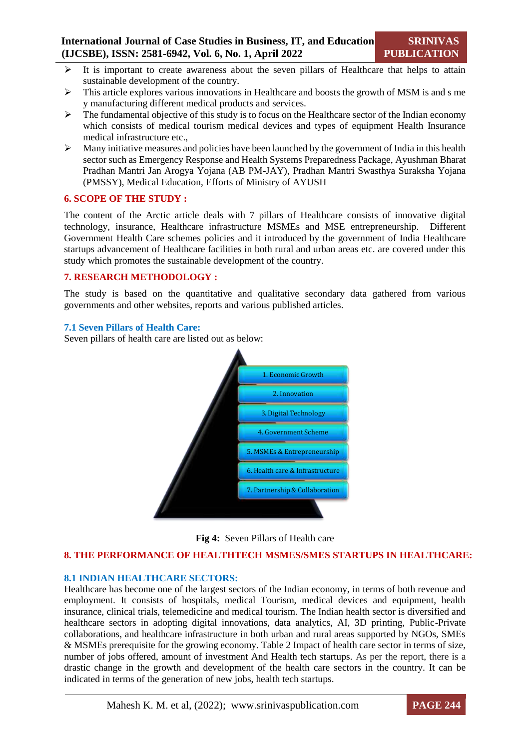- It is important to create awareness about the seven pillars of Healthcare that helps to attain sustainable development of the country.
- This article explores various innovations in Healthcare and boosts the growth of MSM is and s me y manufacturing different medical products and services.
- The fundamental objective of this study is to focus on the Healthcare sector of the Indian economy which consists of medical tourism medical devices and types of equipment Health Insurance medical infrastructure etc.,
- Many initiative measures and policies have been launched by the government of India in this health sector such as Emergency Response and Health Systems Preparedness Package, Ayushman Bharat Pradhan Mantri Jan Arogya Yojana (AB PM-JAY), Pradhan Mantri Swasthya Suraksha Yojana (PMSSY), Medical Education, Efforts of Ministry of AYUSH

## 6. SCOPE OF THE STUDY :

The content of the Arctic article deals with 7 pillars of Healthcare consists of innovative digital technology, insurance, Healthcare infrastructure MSMEs and MSE entrepreneurship. Different Government Health Care schemes policies and it introduced by the government of India Healthcare startups advancement of Healthcare facilities in both rural and urban areas etc. are covered under this study which promotes the sustainable development of the country.

## 7. RESEARCH METHODOLOGY :

The study is based on the quantitative and qualitative secondary data gathered from various governments and other websites, reports and various published articles.

### 7.1 Seven Pillars of Health Care:

Seven pillars of health care are listed out as below:

1. Economic Growth
2. Innovation
3. Digital Technology
4. Government Scheme
5. MSMEs & Entrepreneurship
6. Health care & Infrastructure
7. Partnership & Collaboration

**Fig 4:** Seven Pillars of Health care

## 8. THE PERFORMANCE OF HEALTHTECH MSMES/SMES STARTUPS IN HEALTHCARE:

### 8.1 INDIAN HEALTHCARE SECTORS:

Healthcare has become one of the largest sectors of the Indian economy, in terms of both revenue and employment. It consists of hospitals, medical Tourism, medical devices and equipment, health insurance, clinical trials, telemedicine and medical tourism. The Indian health sector is diversified and healthcare sectors in adopting digital innovations, data analytics, AI, 3D printing, Public-Private collaborations, and healthcare infrastructure in both urban and rural areas supported by NGOs, SMEs & MSMEs prerequisite for the growing economy. Table 2 Impact of health care sector in terms of size, number of jobs offered, amount of investment And Health tech startups. As per the report, there is a drastic change in the growth and development of the health care sectors in the country. It can be indicated in terms of the generation of new jobs, health tech startups.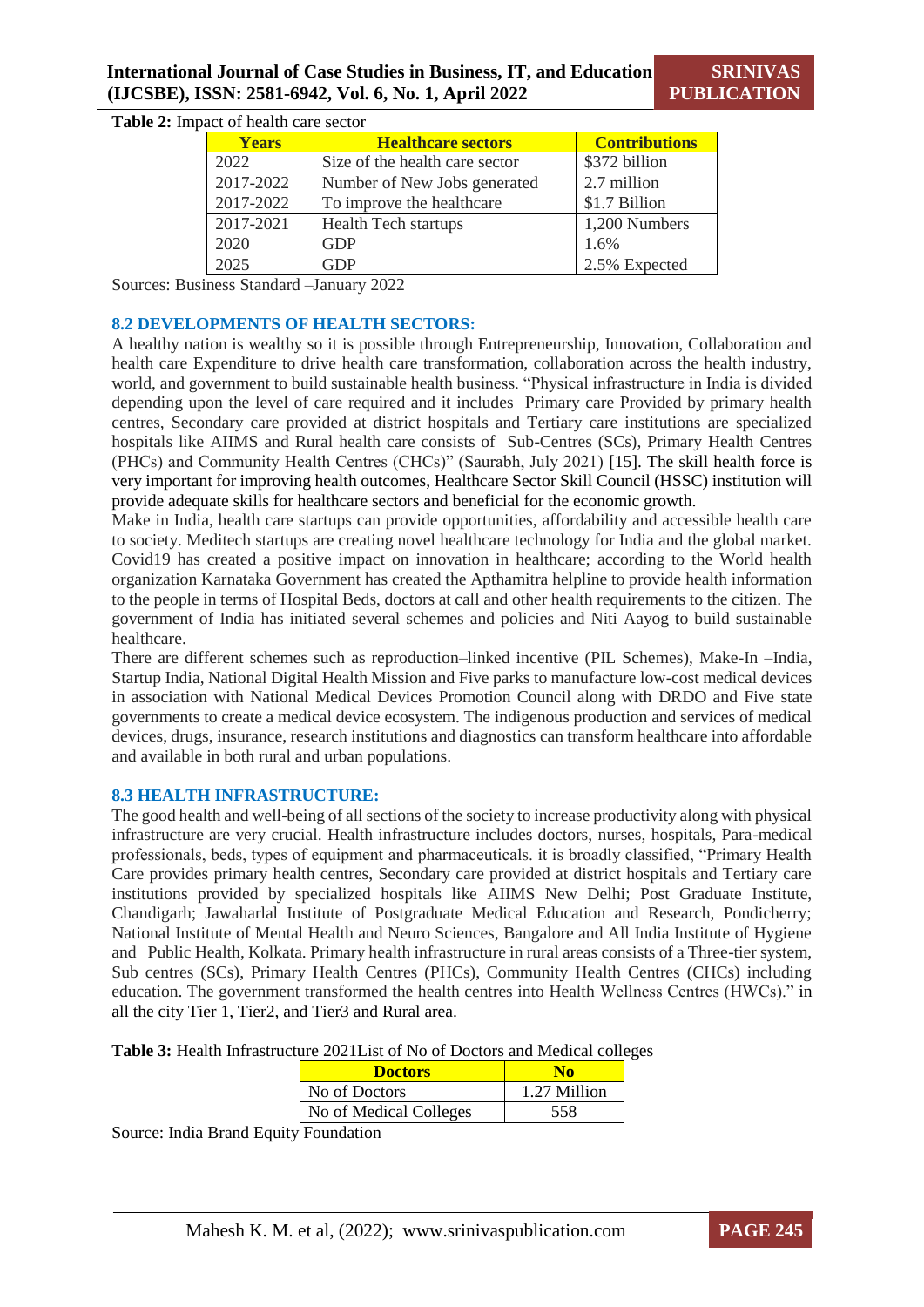**Table 2:** Impact of health care sector

| Years | Healthcare sectors | Contributions |
|---|---|---|
| 2022 | Size of the health care sector | $372 billion |
| 2017-2022 | Number of New Jobs generated | 2.7 million |
| 2017-2022 | To improve the healthcare | $1.7 Billion |
| 2017-2021 | Health Tech startups | 1,200 Numbers |
| 2020 | GDP | 1.6% |
| 2025 | GDP | 2.5% Expected |

Sources: Business Standard –January 2022

### 8.2 DEVELOPMENTS OF HEALTH SECTORS:

A healthy nation is wealthy so it is possible through Entrepreneurship, Innovation, Collaboration and health care Expenditure to drive health care transformation, collaboration across the health industry, world, and government to build sustainable health business. "Physical infrastructure in India is divided depending upon the level of care required and it includes Primary care Provided by primary health centres, Secondary care provided at district hospitals and Tertiary care institutions are specialized hospitals like AIIMS and Rural health care consists of Sub-Centres (SCs), Primary Health Centres (PHCs) and Community Health Centres (CHCs)" (Saurabh, July 2021) [15]. The skill health force is very important for improving health outcomes, Healthcare Sector Skill Council (HSSC) institution will provide adequate skills for healthcare sectors and beneficial for the economic growth.

Make in India, health care startups can provide opportunities, affordability and accessible health care to society. Meditech startups are creating novel healthcare technology for India and the global market. Covid19 has created a positive impact on innovation in healthcare; according to the World health organization Karnataka Government has created the Apthamitra helpline to provide health information to the people in terms of Hospital Beds, doctors at call and other health requirements to the citizen. The government of India has initiated several schemes and policies and Niti Aayog to build sustainable healthcare.

There are different schemes such as reproduction–linked incentive (PIL Schemes), Make-In –India, Startup India, National Digital Health Mission and Five parks to manufacture low-cost medical devices in association with National Medical Devices Promotion Council along with DRDO and Five state governments to create a medical device ecosystem. The indigenous production and services of medical devices, drugs, insurance, research institutions and diagnostics can transform healthcare into affordable and available in both rural and urban populations.

### 8.3 HEALTH INFRASTRUCTURE:

The good health and well-being of all sections of the society to increase productivity along with physical infrastructure are very crucial. Health infrastructure includes doctors, nurses, hospitals, Para-medical professionals, beds, types of equipment and pharmaceuticals. it is broadly classified, "Primary Health Care provides primary health centres, Secondary care provided at district hospitals and Tertiary care institutions provided by specialized hospitals like AIIMS New Delhi; Post Graduate Institute, Chandigarh; Jawaharlal Institute of Postgraduate Medical Education and Research, Pondicherry; National Institute of Mental Health and Neuro Sciences, Bangalore and All India Institute of Hygiene and Public Health, Kolkata. Primary health infrastructure in rural areas consists of a Three-tier system, Sub centres (SCs), Primary Health Centres (PHCs), Community Health Centres (CHCs) including education. The government transformed the health centres into Health Wellness Centres (HWCs)." in all the city Tier 1, Tier2, and Tier3 and Rural area.

**Table 3:** Health Infrastructure 2021List of No of Doctors and Medical colleges

| Doctors | No |
|---|---|
| No of Doctors | 1.27 Million |
| No of Medical Colleges | 558 |

Source: India Brand Equity Foundation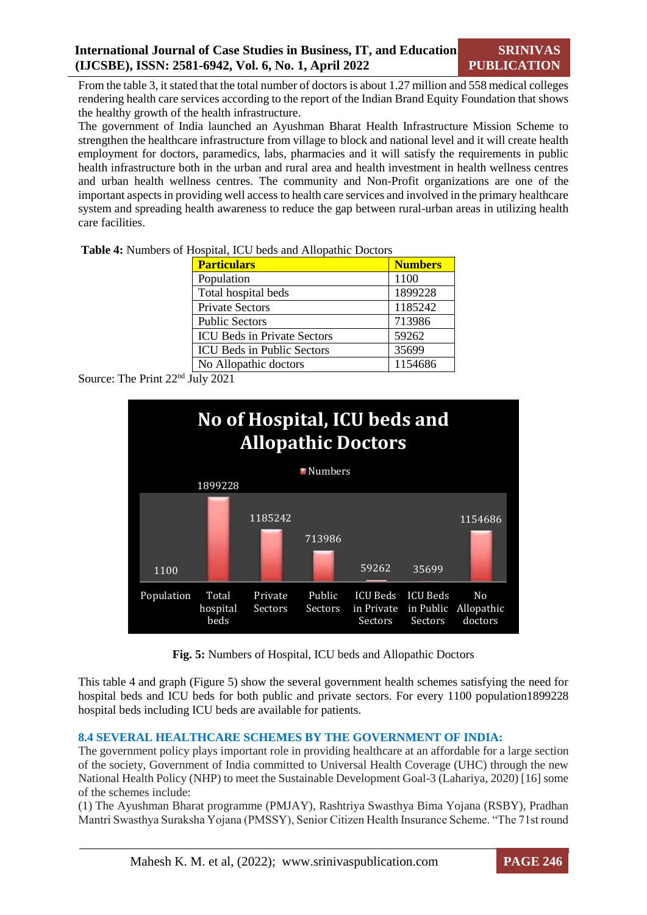From the table 3, it stated that the total number of doctors is about 1.27 million and 558 medical colleges rendering health care services according to the report of the Indian Brand Equity Foundation that shows the healthy growth of the health infrastructure.

The government of India launched an Ayushman Bharat Health Infrastructure Mission Scheme to strengthen the healthcare infrastructure from village to block and national level and it will create health employment for doctors, paramedics, labs, pharmacies and it will satisfy the requirements in public health infrastructure both in the urban and rural area and health investment in health wellness centres and urban health wellness centres. The community and Non-Profit organizations are one of the important aspects in providing well access to health care services and involved in the primary healthcare system and spreading health awareness to reduce the gap between rural-urban areas in utilizing health care facilities.

**Table 4:** Numbers of Hospital, ICU beds and Allopathic Doctors

| Particulars | Numbers |
|---|---|
| Population | 1100 |
| Total hospital beds | 1899228 |
| Private Sectors | 1185242 |
| Public Sectors | 713986 |
| ICU Beds in Private Sectors | 59262 |
| ICU Beds in Public Sectors | 35699 |
| No Allopathic doctors | 1154686 |

Source: The Print 22nd July 2021

No of Hospital, ICU beds and Allopathic Doctors

Numbers

1100
1899228
1185242
713986
59262
35699
1154686

Population
Total hospital beds
Private Sectors
Public Sectors
ICU Beds in Private Sectors
ICU Beds in Public Sectors
No Allopathic doctors

**Fig. 5:** Numbers of Hospital, ICU beds and Allopathic Doctors

This table 4 and graph (Figure 5) show the several government health schemes satisfying the need for hospital beds and ICU beds for both public and private sectors. For every 1100 population1899228 hospital beds including ICU beds are available for patients.

### 8.4 SEVERAL HEALTHCARE SCHEMES BY THE GOVERNMENT OF INDIA:

The government policy plays important role in providing healthcare at an affordable for a large section of the society, Government of India committed to Universal Health Coverage (UHC) through the new National Health Policy (NHP) to meet the Sustainable Development Goal-3 (Lahariya, 2020) [16] some of the schemes include:

(1) The Ayushman Bharat programme (PMJAY), Rashtriya Swasthya Bima Yojana (RSBY), Pradhan Mantri Swasthya Suraksha Yojana (PMSSY), Senior Citizen Health Insurance Scheme. "The 71st round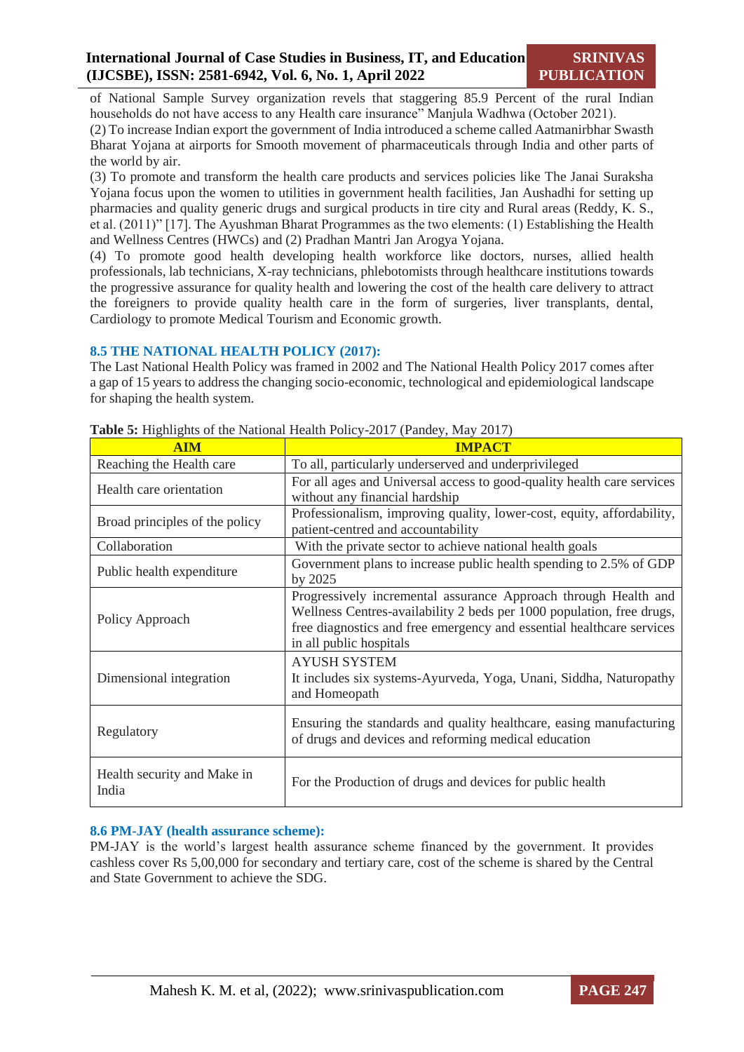of National Sample Survey organization revels that staggering 85.9 Percent of the rural Indian households do not have access to any Health care insurance" Manjula Wadhwa (October 2021).

(2) To increase Indian export the government of India introduced a scheme called Aatmanirbhar Swasth Bharat Yojana at airports for Smooth movement of pharmaceuticals through India and other parts of the world by air.

(3) To promote and transform the health care products and services policies like The Janai Suraksha Yojana focus upon the women to utilities in government health facilities, Jan Aushadhi for setting up pharmacies and quality generic drugs and surgical products in tire city and Rural areas (Reddy, K. S., et al. (2011)" [17]. The Ayushman Bharat Programmes as the two elements: (1) Establishing the Health and Wellness Centres (HWCs) and (2) Pradhan Mantri Jan Arogya Yojana.

(4) To promote good health developing health workforce like doctors, nurses, allied health professionals, lab technicians, X-ray technicians, phlebotomists through healthcare institutions towards the progressive assurance for quality health and lowering the cost of the health care delivery to attract the foreigners to provide quality health care in the form of surgeries, liver transplants, dental, Cardiology to promote Medical Tourism and Economic growth.

### 8.5 THE NATIONAL HEALTH POLICY (2017):

The Last National Health Policy was framed in 2002 and The National Health Policy 2017 comes after a gap of 15 years to address the changing socio-economic, technological and epidemiological landscape for shaping the health system.

**Table 5:** Highlights of the National Health Policy-2017 (Pandey, May 2017)

| AIM | IMPACT |
|---|---|
| Reaching the Health care | To all, particularly underserved and underprivileged |
| Health care orientation | For all ages and Universal access to good-quality health care services without any financial hardship |
| Broad principles of the policy | Professionalism, improving quality, lower-cost, equity, affordability, patient-centred and accountability |
| Collaboration | With the private sector to achieve national health goals |
| Public health expenditure | Government plans to increase public health spending to 2.5% of GDP by 2025 |
| Policy Approach | Progressively incremental assurance Approach through Health and Wellness Centres-availability 2 beds per 1000 population, free drugs, free diagnostics and free emergency and essential healthcare services in all public hospitals |
| Dimensional integration | AYUSH SYSTEM<br>It includes six systems-Ayurveda, Yoga, Unani, Siddha, Naturopathy and Homeopath |
| Regulatory | Ensuring the standards and quality healthcare, easing manufacturing of drugs and devices and reforming medical education |
| Health security and Make in India | For the Production of drugs and devices for public health |

### 8.6 PM-JAY (health assurance scheme):

PM-JAY is the world's largest health assurance scheme financed by the government. It provides cashless cover Rs 5,00,000 for secondary and tertiary care, cost of the scheme is shared by the Central and State Government to achieve the SDG.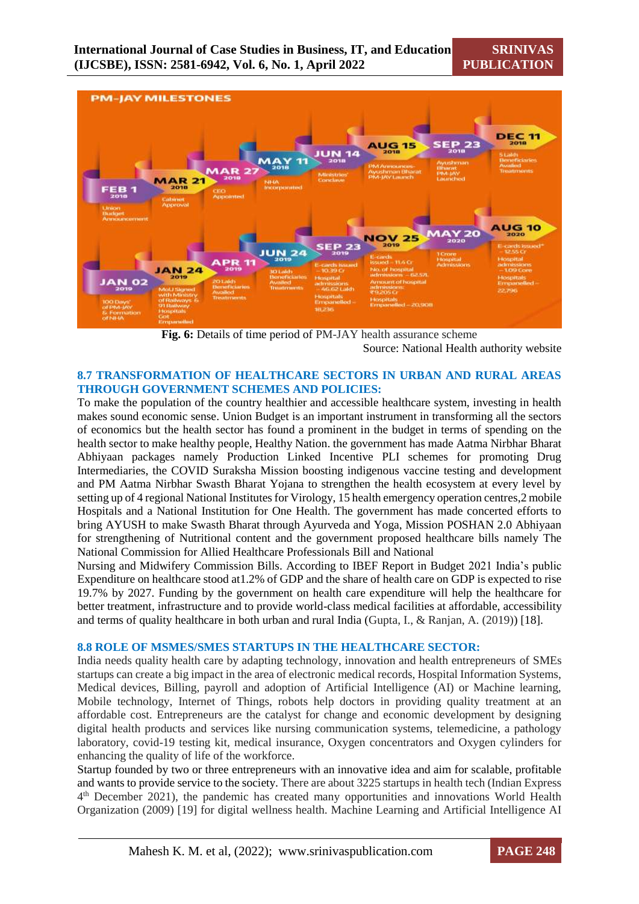PM-JAY MILESTONES

FEB 1 2018
Union Budget Announcement

MAR 21 2018
Cabinet Approval

MAR 27 2018
CEO Appointed

MAY 11 2018
NHA Incorporated

JUN 14 2018
Ministries' Conclave

AUG 15 2018
PM Announces Ayushman Bharat PM-JAY Launch

SEP 23 2018
Ayushman Bharat PM-JAY Launched

DEC 11 2018
5 Lakh Beneficiaries Availed Treatments

JAN 02 2019
100 Days' of PM-JAY & Formation of NHA

JAN 24 2019
MoU Signed with Ministry of Railways & 91 Railway Hospitals Got Empanelled

APR 11 2019
20 Lakh Beneficiaries Availed Treatments

JUN 24 2019
30 Lakh Beneficiaries Availed Treatments

SEP 23 2019
E-cards issued – 10.39 Cr
Hospital admissions – 46.62 Lakh
Hospitals Empanelled – 18,236

NOV 25 2019
E-cards issued – 11.4 Cr
No. of hospital admissions – 62.57L
Amount of hospital admissions: ₹9,205 Cr
Hospitals Empanelled – 20,908

MAY 20 2020
1 Crore Hospital Admissions

AUG 10 2020
E-cards issued* – 12.55 Cr
Hospital admissions – 1.09 Core
Hospitals Empanelled – 22,796

**Fig. 6:** Details of time period of PM-JAY health assurance scheme

Source: National Health authority website

## 8.7 TRANSFORMATION OF HEALTHCARE SECTORS IN URBAN AND RURAL AREAS THROUGH GOVERNMENT SCHEMES AND POLICIES:

To make the population of the country healthier and accessible healthcare system, investing in health makes sound economic sense. Union Budget is an important instrument in transforming all the sectors of economics but the health sector has found a prominent in the budget in terms of spending on the health sector to make healthy people, Healthy Nation. the government has made Aatma Nirbhar Bharat Abhiyaan packages namely Production Linked Incentive PLI schemes for promoting Drug Intermediaries, the COVID Suraksha Mission boosting indigenous vaccine testing and development and PM Aatma Nirbhar Swasth Bharat Yojana to strengthen the health ecosystem at every level by setting up of 4 regional National Institutes for Virology, 15 health emergency operation centres,2 mobile Hospitals and a National Institution for One Health. The government has made concerted efforts to bring AYUSH to make Swasth Bharat through Ayurveda and Yoga, Mission POSHAN 2.0 Abhiyaan for strengthening of Nutritional content and the government proposed healthcare bills namely The National Commission for Allied Healthcare Professionals Bill and National Nursing and Midwifery Commission Bills. According to IBEF Report in Budget 2021 India's public Expenditure on healthcare stood at1.2% of GDP and the share of health care on GDP is expected to rise 19.7% by 2027. Funding by the government on health care expenditure will help the healthcare for better treatment, infrastructure and to provide world-class medical facilities at affordable, accessibility and terms of quality healthcare in both urban and rural India (Gupta, I., & Ranjan, A. (2019)) [18].

## 8.8 ROLE OF MSMES/SMES STARTUPS IN THE HEALTHCARE SECTOR:

India needs quality health care by adapting technology, innovation and health entrepreneurs of SMEs startups can create a big impact in the area of electronic medical records, Hospital Information Systems, Medical devices, Billing, payroll and adoption of Artificial Intelligence (AI) or Machine learning, Mobile technology, Internet of Things, robots help doctors in providing quality treatment at an affordable cost. Entrepreneurs are the catalyst for change and economic development by designing digital health products and services like nursing communication systems, telemedicine, a pathology laboratory, covid-19 testing kit, medical insurance, Oxygen concentrators and Oxygen cylinders for enhancing the quality of life of the workforce.

Startup founded by two or three entrepreneurs with an innovative idea and aim for scalable, profitable and wants to provide service to the society. There are about 3225 startups in health tech (Indian Express 4th December 2021), the pandemic has created many opportunities and innovations World Health Organization (2009) [19] for digital wellness health. Machine Learning and Artificial Intelligence AI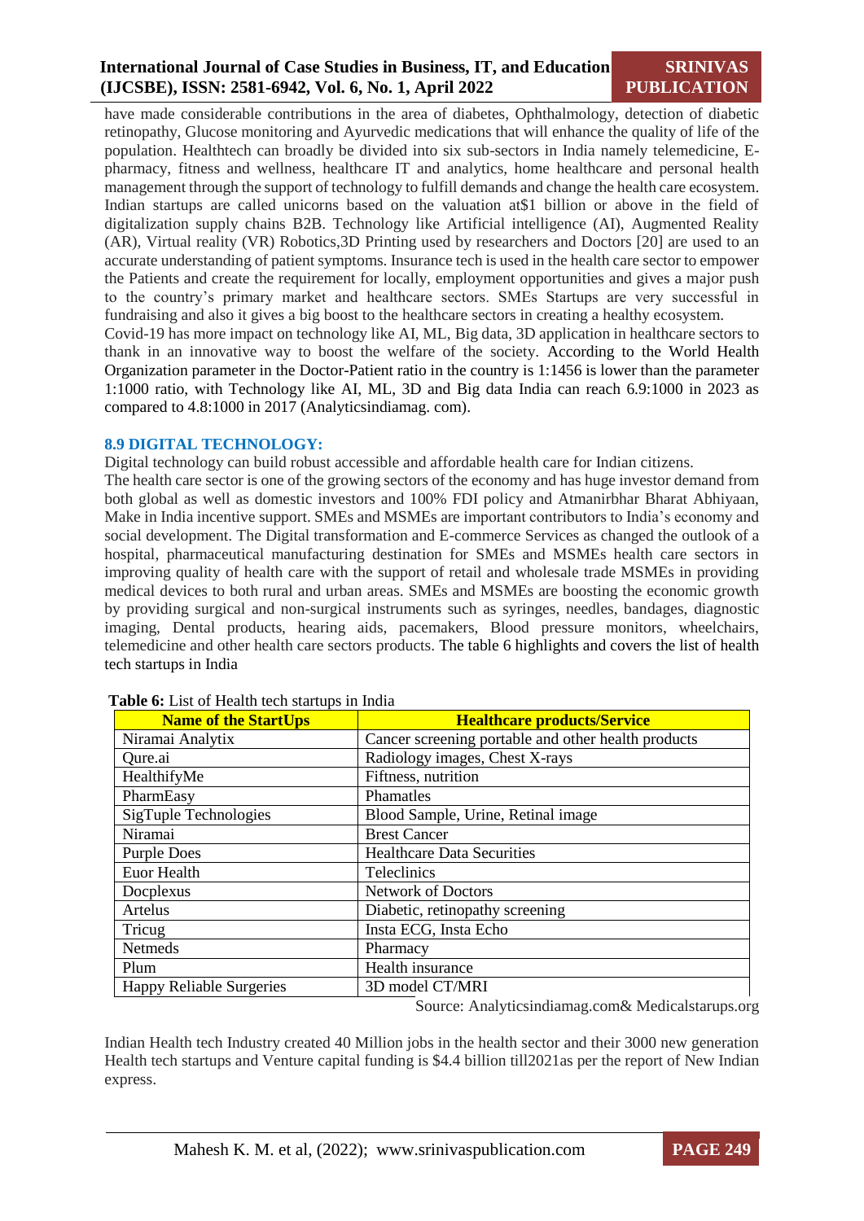have made considerable contributions in the area of diabetes, Ophthalmology, detection of diabetic retinopathy, Glucose monitoring and Ayurvedic medications that will enhance the quality of life of the population. Healthtech can broadly be divided into six sub-sectors in India namely telemedicine, E-pharmacy, fitness and wellness, healthcare IT and analytics, home healthcare and personal health management through the support of technology to fulfill demands and change the health care ecosystem. Indian startups are called unicorns based on the valuation at$1 billion or above in the field of digitalization supply chains B2B. Technology like Artificial intelligence (AI), Augmented Reality (AR), Virtual reality (VR) Robotics,3D Printing used by researchers and Doctors [20] are used to an accurate understanding of patient symptoms. Insurance tech is used in the health care sector to empower the Patients and create the requirement for locally, employment opportunities and gives a major push to the country's primary market and healthcare sectors. SMEs Startups are very successful in fundraising and also it gives a big boost to the healthcare sectors in creating a healthy ecosystem.

Covid-19 has more impact on technology like AI, ML, Big data, 3D application in healthcare sectors to thank in an innovative way to boost the welfare of the society. According to the World Health Organization parameter in the Doctor-Patient ratio in the country is 1:1456 is lower than the parameter 1:1000 ratio, with Technology like AI, ML, 3D and Big data India can reach 6.9:1000 in 2023 as compared to 4.8:1000 in 2017 (Analyticsindiamag. com).

### 8.9 DIGITAL TECHNOLOGY:

Digital technology can build robust accessible and affordable health care for Indian citizens.

The health care sector is one of the growing sectors of the economy and has huge investor demand from both global as well as domestic investors and 100% FDI policy and Atmanirbhar Bharat Abhiyaan, Make in India incentive support. SMEs and MSMEs are important contributors to India's economy and social development. The Digital transformation and E-commerce Services as changed the outlook of a hospital, pharmaceutical manufacturing destination for SMEs and MSMEs health care sectors in improving quality of health care with the support of retail and wholesale trade MSMEs in providing medical devices to both rural and urban areas. SMEs and MSMEs are boosting the economic growth by providing surgical and non-surgical instruments such as syringes, needles, bandages, diagnostic imaging, Dental products, hearing aids, pacemakers, Blood pressure monitors, wheelchairs, telemedicine and other health care sectors products. The table 6 highlights and covers the list of health tech startups in India

**Table 6:** List of Health tech startups in India

| Name of the StartUps | Healthcare products/Service |
|---|---|
| Niramai Analytix | Cancer screening portable and other health products |
| Qure.ai | Radiology images, Chest X-rays |
| HealthifyMe | Fiftness, nutrition |
| PharmEasy | Phamatles |
| SigTuple Technologies | Blood Sample, Urine, Retinal image |
| Niramai | Brest Cancer |
| Purple Does | Healthcare Data Securities |
| Euor Health | Teleclinics |
| Docplexus | Network of Doctors |
| Artelus | Diabetic, retinopathy screening |
| Tricug | Insta ECG, Insta Echo |
| Netmeds | Pharmacy |
| Plum | Health insurance |
| Happy Reliable Surgeries | 3D model CT/MRI |

Source: Analyticsindiamag.com& Medicalstarups.org

Indian Health tech Industry created 40 Million jobs in the health sector and their 3000 new generation Health tech startups and Venture capital funding is $4.4 billion till2021as per the report of New Indian express.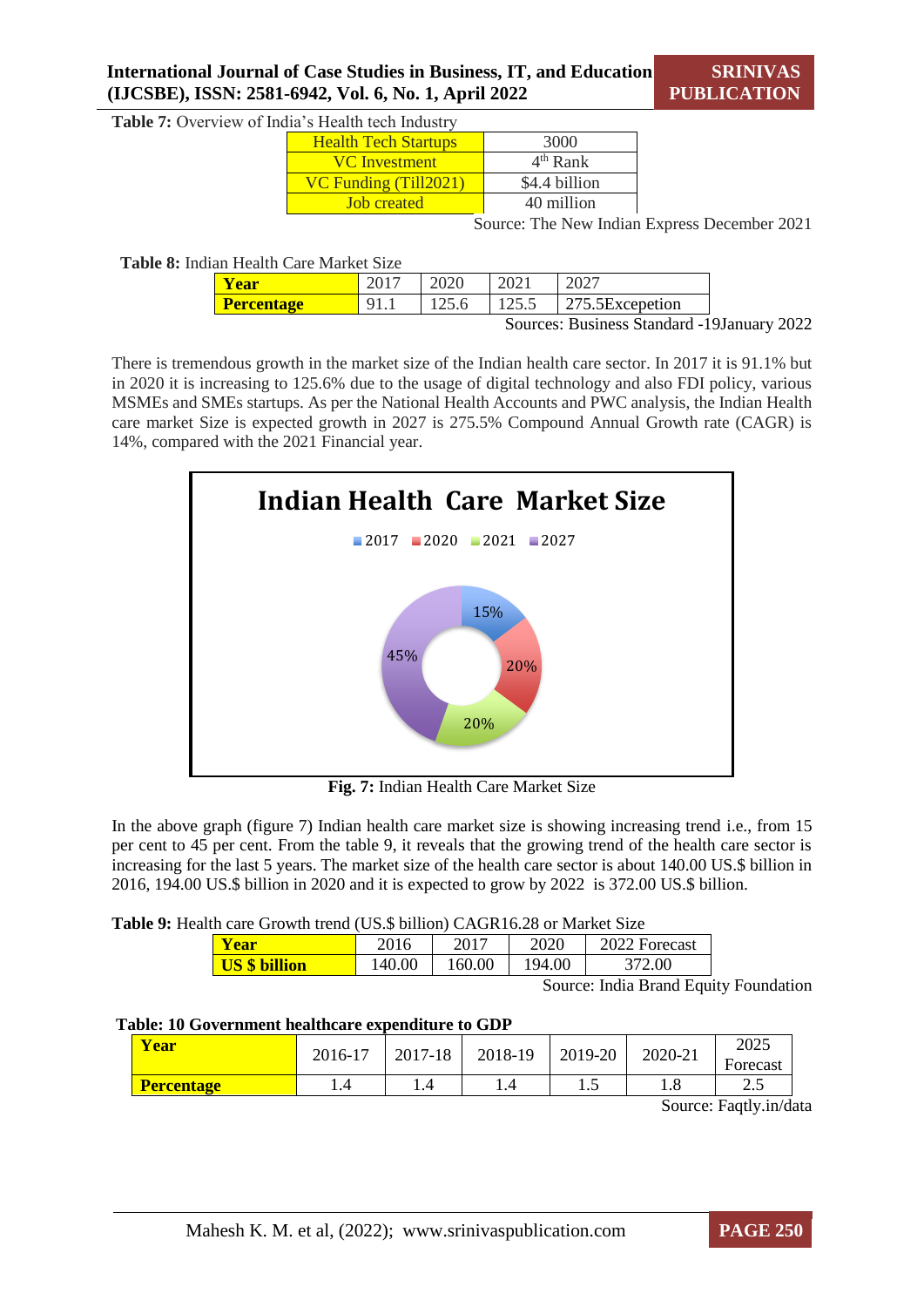**Table 7:** Overview of India's Health tech Industry

| | |
|---|---|
| Health Tech Startups | 3000 |
| VC Investment | 4th Rank |
| VC Funding (Till2021) | $4.4 billion |
| Job created | 40 million |

Source: The New Indian Express December 2021

**Table 8:** Indian Health Care Market Size

| Year | 2017 | 2020 | 2021 | 2027 |
|---|---|---|---|---|
| Percentage | 91.1 | 125.6 | 125.5 | 275.5Excepetion |

Sources: Business Standard -19January 2022

There is tremendous growth in the market size of the Indian health care sector. In 2017 it is 91.1% but in 2020 it is increasing to 125.6% due to the usage of digital technology and also FDI policy, various MSMEs and SMEs startups. As per the National Health Accounts and PWC analysis, the Indian Health care market Size is expected growth in 2027 is 275.5% Compound Annual Growth rate (CAGR) is 14%, compared with the 2021 Financial year.

Indian Health Care Market Size

2017 2020 2021 2027

15%
20%
20%
45%

**Fig. 7:** Indian Health Care Market Size

In the above graph (figure 7) Indian health care market size is showing increasing trend i.e., from 15 per cent to 45 per cent. From the table 9, it reveals that the growing trend of the health care sector is increasing for the last 5 years. The market size of the health care sector is about 140.00 US.$ billion in 2016, 194.00 US.$ billion in 2020 and it is expected to grow by 2022 is 372.00 US.$ billion.

**Table 9:** Health care Growth trend (US.$ billion) CAGR16.28 or Market Size

| Year | 2016 | 2017 | 2020 | 2022 Forecast |
|---|---|---|---|---|
| US $ billion | 140.00 | 160.00 | 194.00 | 372.00 |

Source: India Brand Equity Foundation

**Table: 10 Government healthcare expenditure to GDP**

| Year | 2016-17 | 2017-18 | 2018-19 | 2019-20 | 2020-21 | 2025 Forecast |
|---|---|---|---|---|---|---|
| Percentage | 1.4 | 1.4 | 1.4 | 1.5 | 1.8 | 2.5 |

Source: Faqtly.in/data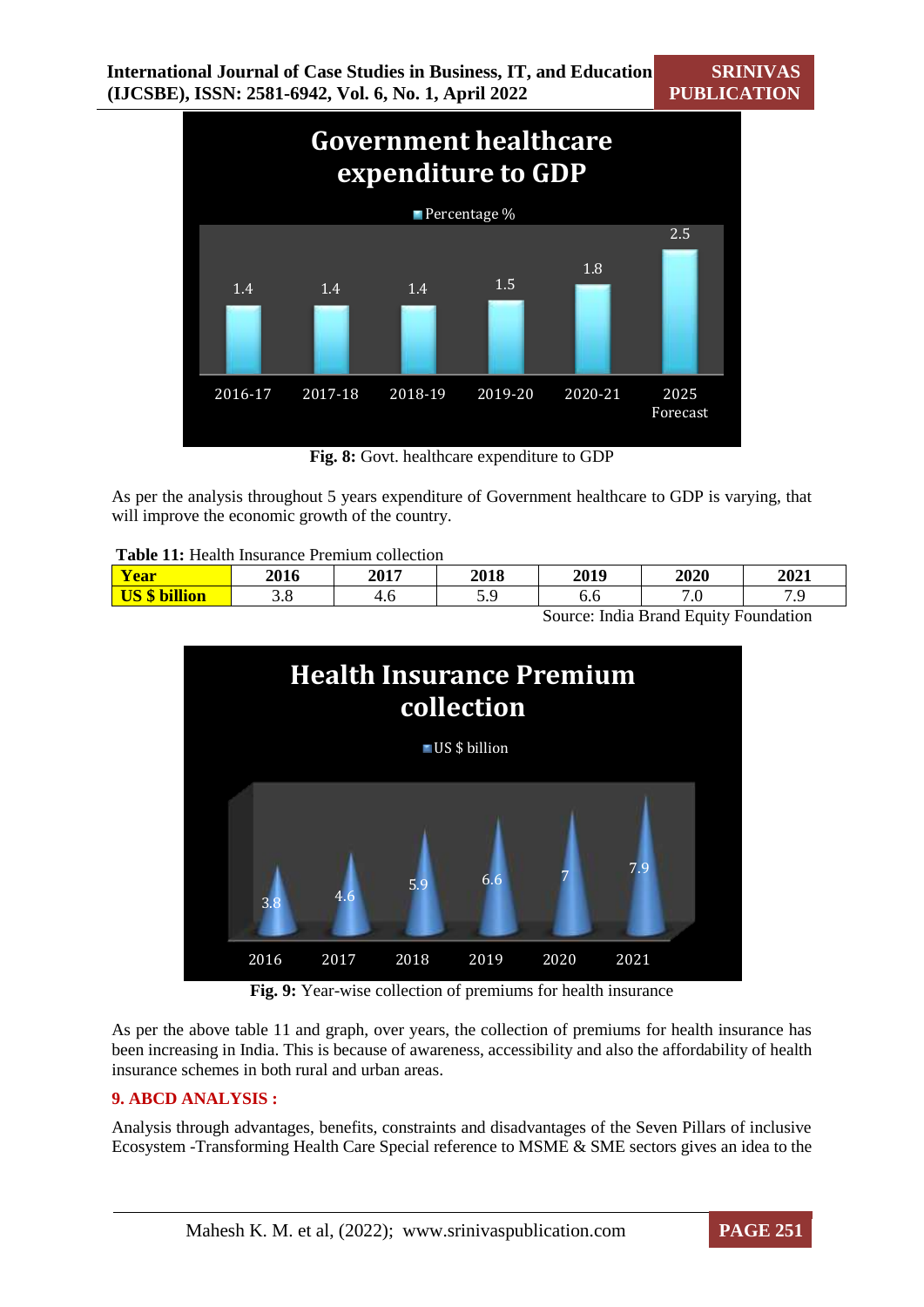Government healthcare expenditure to GDP

Percentage %

1.4
1.4
1.4
1.5
1.8
2.5

2016-17
2017-18
2018-19
2019-20
2020-21
2025 Forecast

**Fig. 8:** Govt. healthcare expenditure to GDP

As per the analysis throughout 5 years expenditure of Government healthcare to GDP is varying, that will improve the economic growth of the country.

**Table 11:** Health Insurance Premium collection

| Year | 2016 | 2017 | 2018 | 2019 | 2020 | 2021 |
|---|---|---|---|---|---|---|
| US $ billion | 3.8 | 4.6 | 5.9 | 6.6 | 7.0 | 7.9 |

Source: India Brand Equity Foundation

Health Insurance Premium collection

US $ billion

3.8
4.6
5.9
6.6
7
7.9

2016
2017
2018
2019
2020
2021

**Fig. 9:** Year-wise collection of premiums for health insurance

As per the above table 11 and graph, over years, the collection of premiums for health insurance has been increasing in India. This is because of awareness, accessibility and also the affordability of health insurance schemes in both rural and urban areas.

## 9. ABCD ANALYSIS :

Analysis through advantages, benefits, constraints and disadvantages of the Seven Pillars of inclusive Ecosystem -Transforming Health Care Special reference to MSME & SME sectors gives an idea to the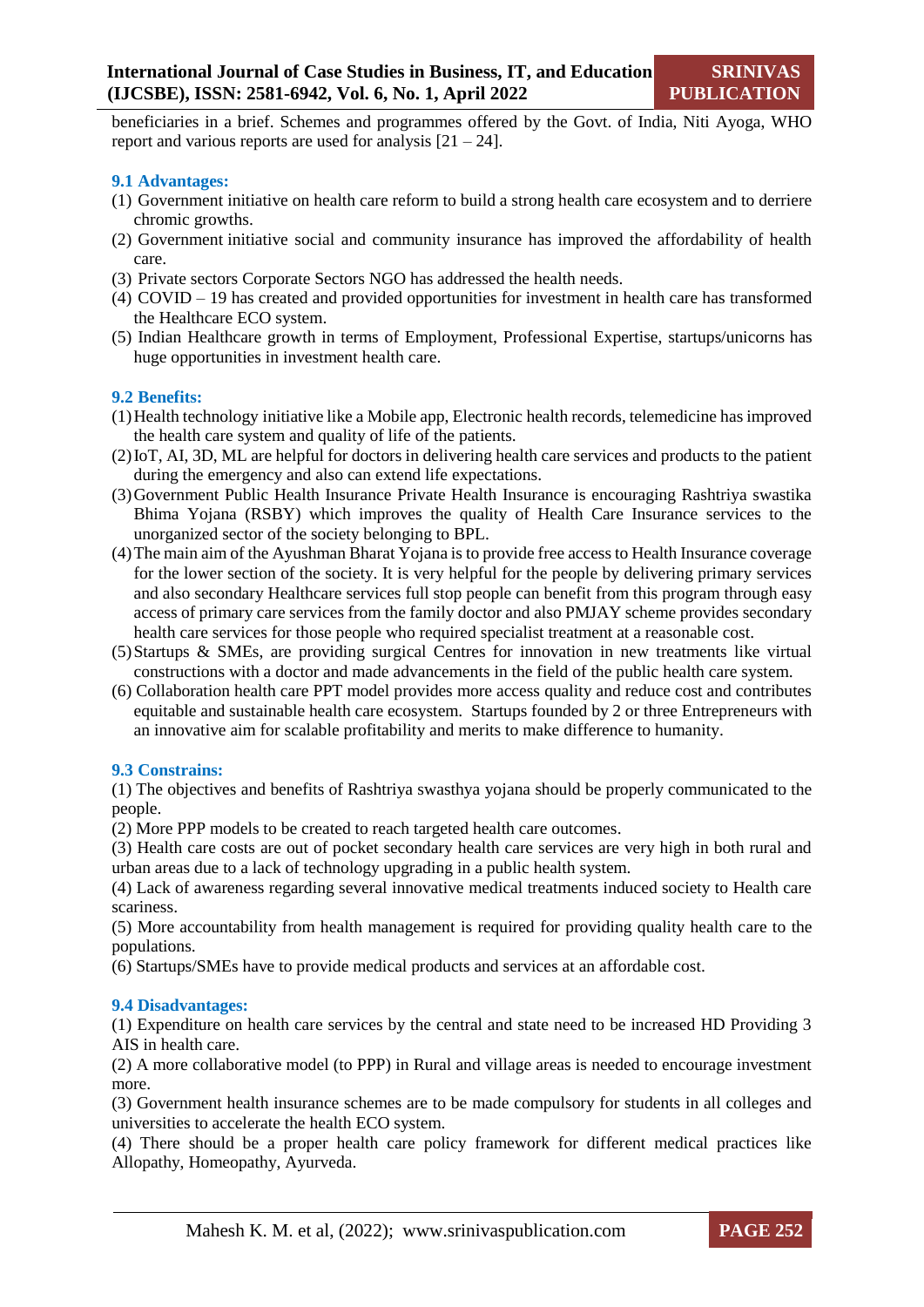beneficiaries in a brief. Schemes and programmes offered by the Govt. of India, Niti Ayoga, WHO report and various reports are used for analysis [21 – 24].

### 9.1 Advantages:

(1) Government initiative on health care reform to build a strong health care ecosystem and to derriere chromic growths.
(2) Government initiative social and community insurance has improved the affordability of health care.
(3) Private sectors Corporate Sectors NGO has addressed the health needs.
(4) COVID – 19 has created and provided opportunities for investment in health care has transformed the Healthcare ECO system.
(5) Indian Healthcare growth in terms of Employment, Professional Expertise, startups/unicorns has huge opportunities in investment health care.

### 9.2 Benefits:

(1) Health technology initiative like a Mobile app, Electronic health records, telemedicine has improved the health care system and quality of life of the patients.
(2) IoT, AI, 3D, ML are helpful for doctors in delivering health care services and products to the patient during the emergency and also can extend life expectations.
(3) Government Public Health Insurance Private Health Insurance is encouraging Rashtriya swastika Bhima Yojana (RSBY) which improves the quality of Health Care Insurance services to the unorganized sector of the society belonging to BPL.
(4) The main aim of the Ayushman Bharat Yojana is to provide free access to Health Insurance coverage for the lower section of the society. It is very helpful for the people by delivering primary services and also secondary Healthcare services full stop people can benefit from this program through easy access of primary care services from the family doctor and also PMJAY scheme provides secondary health care services for those people who required specialist treatment at a reasonable cost.
(5) Startups & SMEs, are providing surgical Centres for innovation in new treatments like virtual constructions with a doctor and made advancements in the field of the public health care system.
(6) Collaboration health care PPT model provides more access quality and reduce cost and contributes equitable and sustainable health care ecosystem. Startups founded by 2 or three Entrepreneurs with an innovative aim for scalable profitability and merits to make difference to humanity.

### 9.3 Constrains:

(1) The objectives and benefits of Rashtriya swasthya yojana should be properly communicated to the people.
(2) More PPP models to be created to reach targeted health care outcomes.
(3) Health care costs are out of pocket secondary health care services are very high in both rural and urban areas due to a lack of technology upgrading in a public health system.
(4) Lack of awareness regarding several innovative medical treatments induced society to Health care scariness.
(5) More accountability from health management is required for providing quality health care to the populations.
(6) Startups/SMEs have to provide medical products and services at an affordable cost.

### 9.4 Disadvantages:

(1) Expenditure on health care services by the central and state need to be increased HD Providing 3 AIS in health care.
(2) A more collaborative model (to PPP) in Rural and village areas is needed to encourage investment more.
(3) Government health insurance schemes are to be made compulsory for students in all colleges and universities to accelerate the health ECO system.
(4) There should be a proper health care policy framework for different medical practices like Allopathy, Homeopathy, Ayurveda.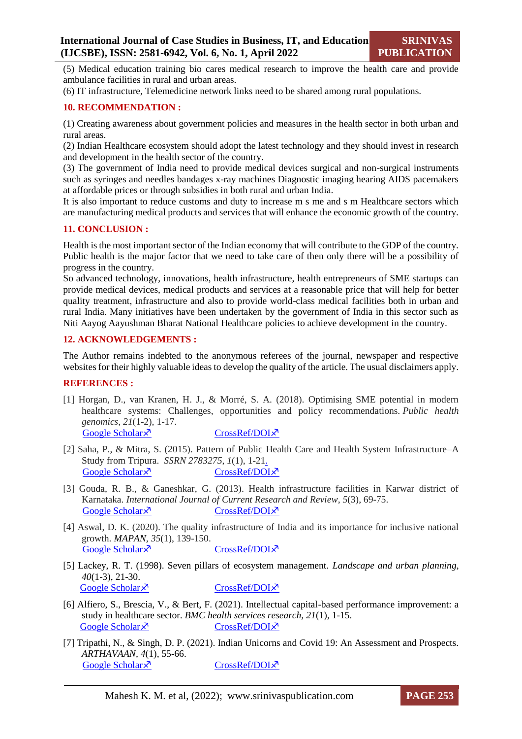(5) Medical education training bio cares medical research to improve the health care and provide ambulance facilities in rural and urban areas.
(6) IT infrastructure, Telemedicine network links need to be shared among rural populations.

## 10. RECOMMENDATION :

(1) Creating awareness about government policies and measures in the health sector in both urban and rural areas.
(2) Indian Healthcare ecosystem should adopt the latest technology and they should invest in research and development in the health sector of the country.
(3) The government of India need to provide medical devices surgical and non-surgical instruments such as syringes and needles bandages x-ray machines Diagnostic imaging hearing AIDS pacemakers at affordable prices or through subsidies in both rural and urban India.
It is also important to reduce customs and duty to increase m s me and s m Healthcare sectors which are manufacturing medical products and services that will enhance the economic growth of the country.

## 11. CONCLUSION :

Health is the most important sector of the Indian economy that will contribute to the GDP of the country. Public health is the major factor that we need to take care of then only there will be a possibility of progress in the country.
So advanced technology, innovations, health infrastructure, health entrepreneurs of SME startups can provide medical devices, medical products and services at a reasonable price that will help for better quality treatment, infrastructure and also to provide world-class medical facilities both in urban and rural India. Many initiatives have been undertaken by the government of India in this sector such as Niti Aayog Aayushman Bharat National Healthcare policies to achieve development in the country.

## 12. ACKNOWLEDGEMENTS :

The Author remains indebted to the anonymous referees of the journal, newspaper and respective websites for their highly valuable ideas to develop the quality of the article. The usual disclaimers apply.

## REFERENCES :

[1] Horgan, D., van Kranen, H. J., & Morré, S. A. (2018). Optimising SME potential in modern healthcare systems: Challenges, opportunities and policy recommendations. *Public health genomics*, *21*(1-2), 1-17.
Google Scholar↗ CrossRef/DOI↗

[2] Saha, P., & Mitra, S. (2015). Pattern of Public Health Care and Health System Infrastructure–A Study from Tripura. *SSRN 2783275*, *1*(1), 1-21.
Google Scholar↗ CrossRef/DOI↗

[3] Gouda, R. B., & Ganeshkar, G. (2013). Health infrastructure facilities in Karwar district of Karnataka. *International Journal of Current Research and Review*, *5*(3), 69-75.
Google Scholar↗ CrossRef/DOI↗

[4] Aswal, D. K. (2020). The quality infrastructure of India and its importance for inclusive national growth. *MAPAN*, *35*(1), 139-150.
Google Scholar↗ CrossRef/DOI↗

[5] Lackey, R. T. (1998). Seven pillars of ecosystem management. *Landscape and urban planning*, *40*(1-3), 21-30.
Google Scholar↗ CrossRef/DOI↗

[6] Alfiero, S., Brescia, V., & Bert, F. (2021). Intellectual capital-based performance improvement: a study in healthcare sector. *BMC health services research*, *21*(1), 1-15.
Google Scholar↗ CrossRef/DOI↗

[7] Tripathi, N., & Singh, D. P. (2021). Indian Unicorns and Covid 19: An Assessment and Prospects. *ARTHAVAAN*, *4*(1), 55-66.
Google Scholar↗ CrossRef/DOI↗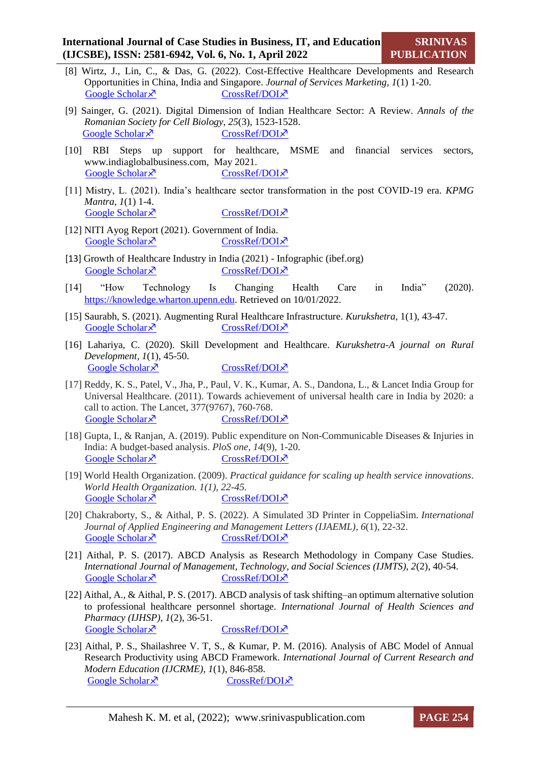[8] Wirtz, J., Lin, C., & Das, G. (2022). Cost-Effective Healthcare Developments and Research Opportunities in China, India and Singapore. *Journal of Services Marketing, 1*(1) 1-20.
Google Scholar↗ CrossRef/DOI↗

[9] Sainger, G. (2021). Digital Dimension of Indian Healthcare Sector: A Review. *Annals of the Romanian Society for Cell Biology, 25*(3), 1523-1528.
Google Scholar↗ CrossRef/DOI↗

[10] RBI Steps up support for healthcare, MSME and financial services sectors, www.indiaglobalbusiness.com, May 2021.
Google Scholar↗ CrossRef/DOI↗

[11] Mistry, L. (2021). India's healthcare sector transformation in the post COVID-19 era. *KPMG Mantra, 1*(1) 1-4.
Google Scholar↗ CrossRef/DOI↗

[12] NITI Ayog Report (2021). Government of India.
Google Scholar↗ CrossRef/DOI↗

[13] Growth of Healthcare Industry in India (2021) - Infographic (ibef.org)
Google Scholar↗ CrossRef/DOI↗

[14] "How Technology Is Changing Health Care in India" (2020). https://knowledge.wharton.upenn.edu. Retrieved on 10/01/2022.

[15] Saurabh, S. (2021). Augmenting Rural Healthcare Infrastructure. *Kurukshetra*, 1(1), 43-47.
Google Scholar↗ CrossRef/DOI↗

[16] Lahariya, C. (2020). Skill Development and Healthcare. *Kurukshetra-A journal on Rural Development, 1*(1), 45-50.
Google Scholar↗ CrossRef/DOI↗

[17] Reddy, K. S., Patel, V., Jha, P., Paul, V. K., Kumar, A. S., Dandona, L., & Lancet India Group for Universal Healthcare. (2011). Towards achievement of universal health care in India by 2020: a call to action. The Lancet, 377(9767), 760-768.
Google Scholar↗ CrossRef/DOI↗

[18] Gupta, I., & Ranjan, A. (2019). Public expenditure on Non-Communicable Diseases & Injuries in India: A budget-based analysis. *PloS one, 14*(9), 1-20.
Google Scholar↗ CrossRef/DOI↗

[19] World Health Organization. (2009). *Practical guidance for scaling up health service innovations. World Health Organization. 1(1), 22-45.*
Google Scholar↗ CrossRef/DOI↗

[20] Chakraborty, S., & Aithal, P. S. (2022). A Simulated 3D Printer in CoppeliaSim. *International Journal of Applied Engineering and Management Letters (IJAEML), 6*(1), 22-32.
Google Scholar↗ CrossRef/DOI↗

[21] Aithal, P. S. (2017). ABCD Analysis as Research Methodology in Company Case Studies. *International Journal of Management, Technology, and Social Sciences (IJMTS), 2*(2), 40-54.
Google Scholar↗ CrossRef/DOI↗

[22] Aithal, A., & Aithal, P. S. (2017). ABCD analysis of task shifting–an optimum alternative solution to professional healthcare personnel shortage. *International Journal of Health Sciences and Pharmacy (IJHSP), 1*(2), 36-51.
Google Scholar↗ CrossRef/DOI↗

[23] Aithal, P. S., Shailashree V. T, S., & Kumar, P. M. (2016). Analysis of ABC Model of Annual Research Productivity using ABCD Framework. *International Journal of Current Research and Modern Education (IJCRME), 1*(1), 846-858.
Google Scholar↗ CrossRef/DOI↗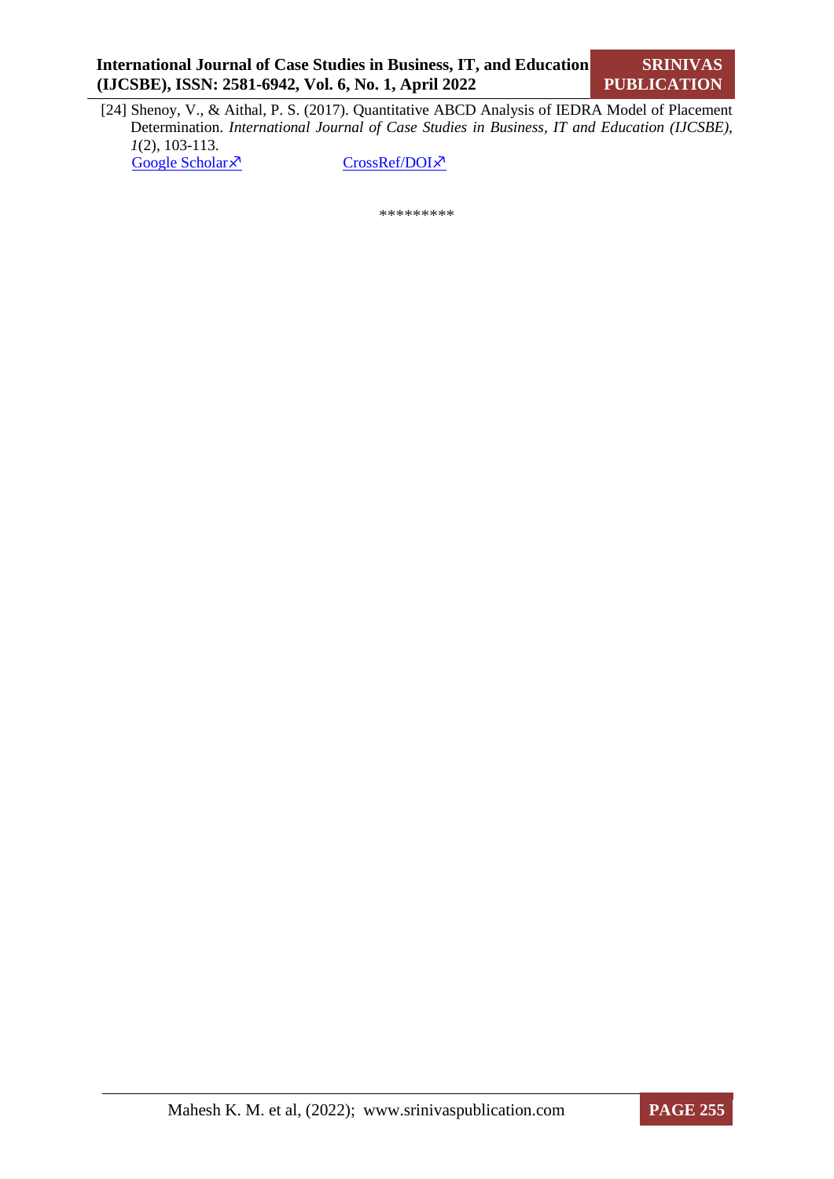[24] Shenoy, V., & Aithal, P. S. (2017). Quantitative ABCD Analysis of IEDRA Model of Placement Determination. *International Journal of Case Studies in Business, IT and Education (IJCSBE)*, *1*(2), 103-113.
Google Scholar↗ CrossRef/DOI↗

*********